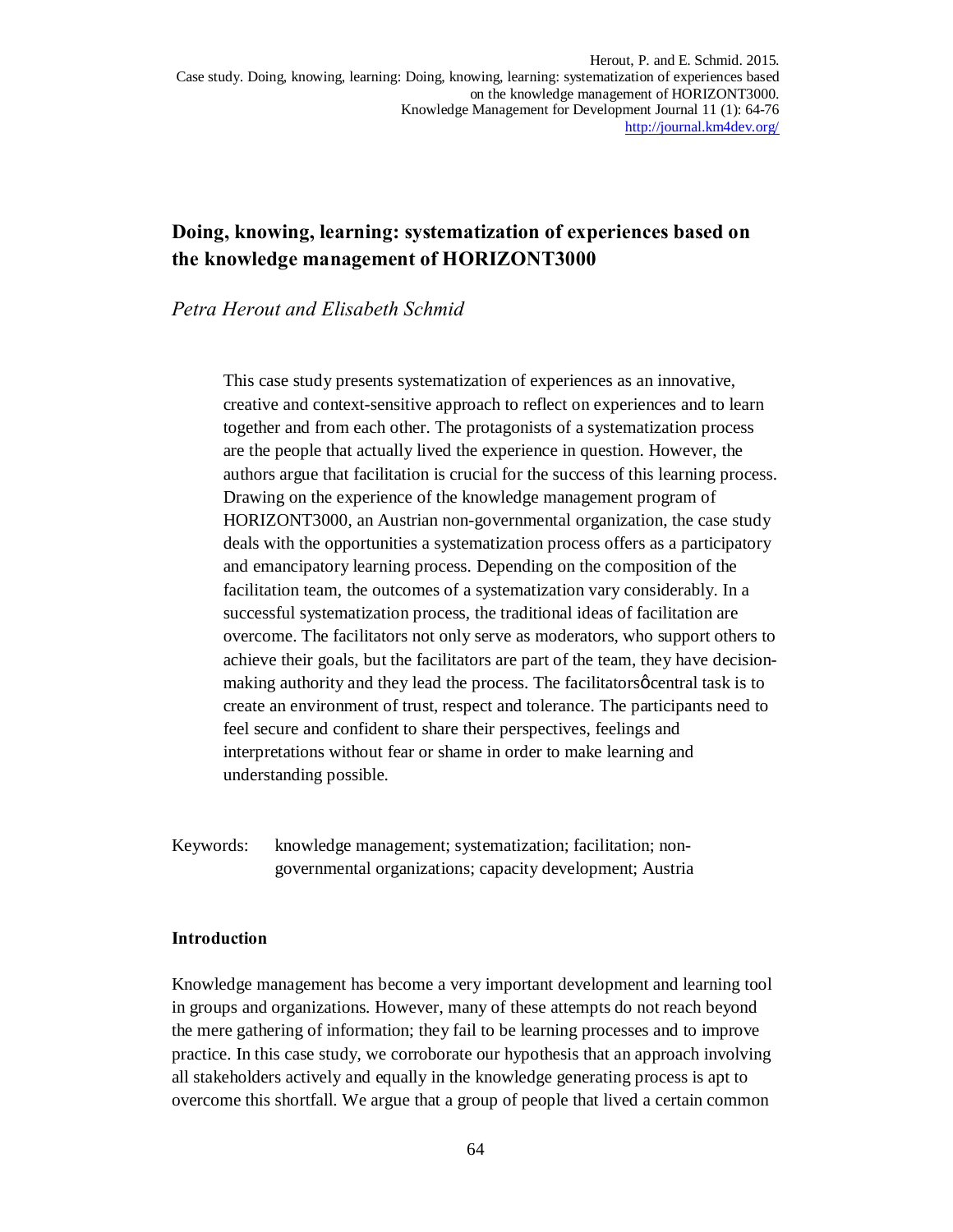# Doing, knowing, learning: systematization of experiences based on the knowledge management of HORIZONT3000

*Petra Herout and Elisabeth Schmid*

> This case study presents systematization of experiences as an innovative, creative and context-sensitive approach to reflect on experiences and to learn together and from each other. The protagonists of a systematization process are the people that actually lived the experience in question. However, the authors argue that facilitation is crucial for the success of this learning process. Drawing on the experience of the knowledge management program of HORIZONT3000, an Austrian non-governmental organization, the case study deals with the opportunities a systematization process offers as a participatory and emancipatory learning process. Depending on the composition of the facilitation team, the outcomes of a systematization vary considerably. In a successful systematization process, the traditional ideas of facilitation are overcome. The facilitators not only serve as moderators, who support others to achieve their goals, but the facilitators are part of the team, they have decision-making authority and they lead the process. The facilitatorsφcentral task is to create an environment of trust, respect and tolerance. The participants need to feel secure and confident to share their perspectives, feelings and interpretations without fear or shame in order to make learning and understanding possible.

Keywords: knowledge management; systematization; facilitation; non-governmental organizations; capacity development; Austria

## Introduction

Knowledge management has become a very important development and learning tool in groups and organizations. However, many of these attempts do not reach beyond the mere gathering of information; they fail to be learning processes and to improve practice. In this case study, we corroborate our hypothesis that an approach involving all stakeholders actively and equally in the knowledge generating process is apt to overcome this shortfall. We argue that a group of people that lived a certain common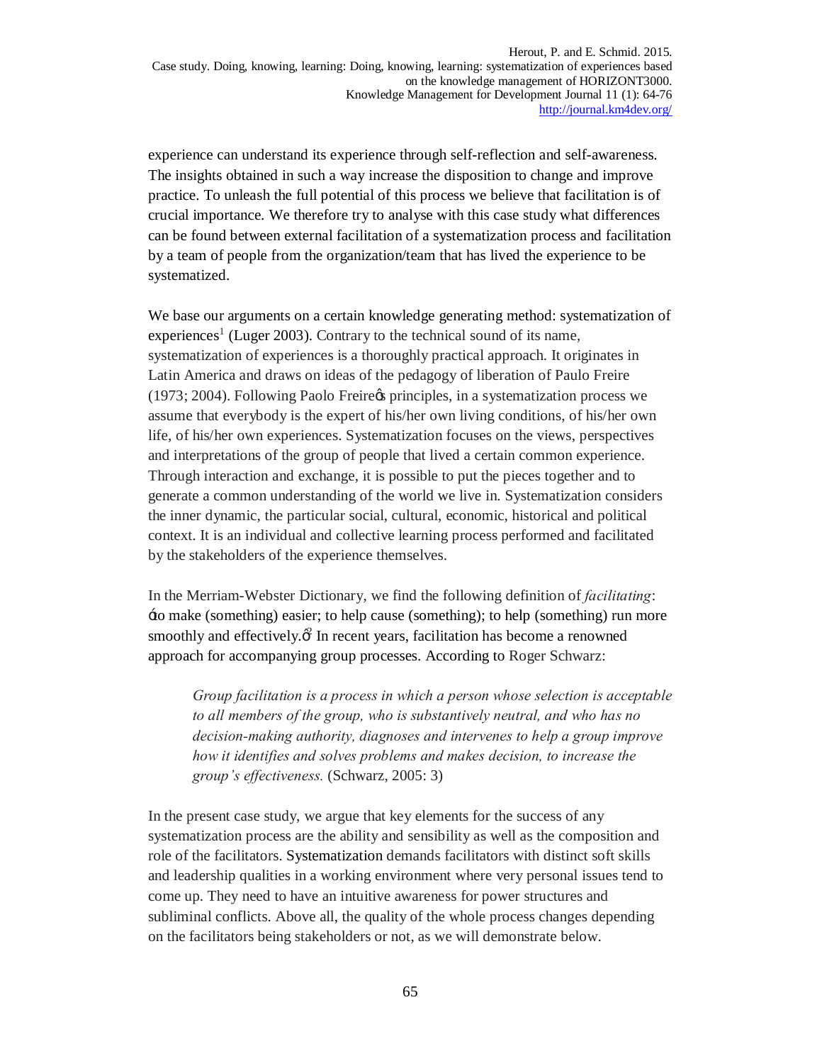experience can understand its experience through self-reflection and self-awareness. The insights obtained in such a way increase the disposition to change and improve practice. To unleash the full potential of this process we believe that facilitation is of crucial importance. We therefore try to analyse with this case study what differences can be found between external facilitation of a systematization process and facilitation by a team of people from the organization/team that has lived the experience to be systematized.

We base our arguments on a certain knowledge generating method: systematization of experiences[1] (Luger 2003). Contrary to the technical sound of its name, systematization of experiences is a thoroughly practical approach. It originates in Latin America and draws on ideas of the pedagogy of liberation of Paulo Freire (1973; 2004). Following Paolo Freire's principles, in a systematization process we assume that everybody is the expert of his/her own living conditions, of his/her own life, of his/her own experiences. Systematization focuses on the views, perspectives and interpretations of the group of people that lived a certain common experience. Through interaction and exchange, it is possible to put the pieces together and to generate a common understanding of the world we live in. Systematization considers the inner dynamic, the particular social, cultural, economic, historical and political context. It is an individual and collective learning process performed and facilitated by the stakeholders of the experience themselves.

In the Merriam-Webster Dictionary, we find the following definition of *facilitating*: 'to make (something) easier; to help cause (something); to help (something) run more smoothly and effectively.'[2] In recent years, facilitation has become a renowned approach for accompanying group processes. According to Roger Schwarz:

> *Group facilitation is a process in which a person whose selection is acceptable to all members of the group, who is substantively neutral, and who has no decision-making authority, diagnoses and intervenes to help a group improve how it identifies and solves problems and makes decision, to increase the group's effectiveness.* (Schwarz, 2005: 3)

In the present case study, we argue that key elements for the success of any systematization process are the ability and sensibility as well as the composition and role of the facilitators. Systematization demands facilitators with distinct soft skills and leadership qualities in a working environment where very personal issues tend to come up. They need to have an intuitive awareness for power structures and subliminal conflicts. Above all, the quality of the whole process changes depending on the facilitators being stakeholders or not, as we will demonstrate below.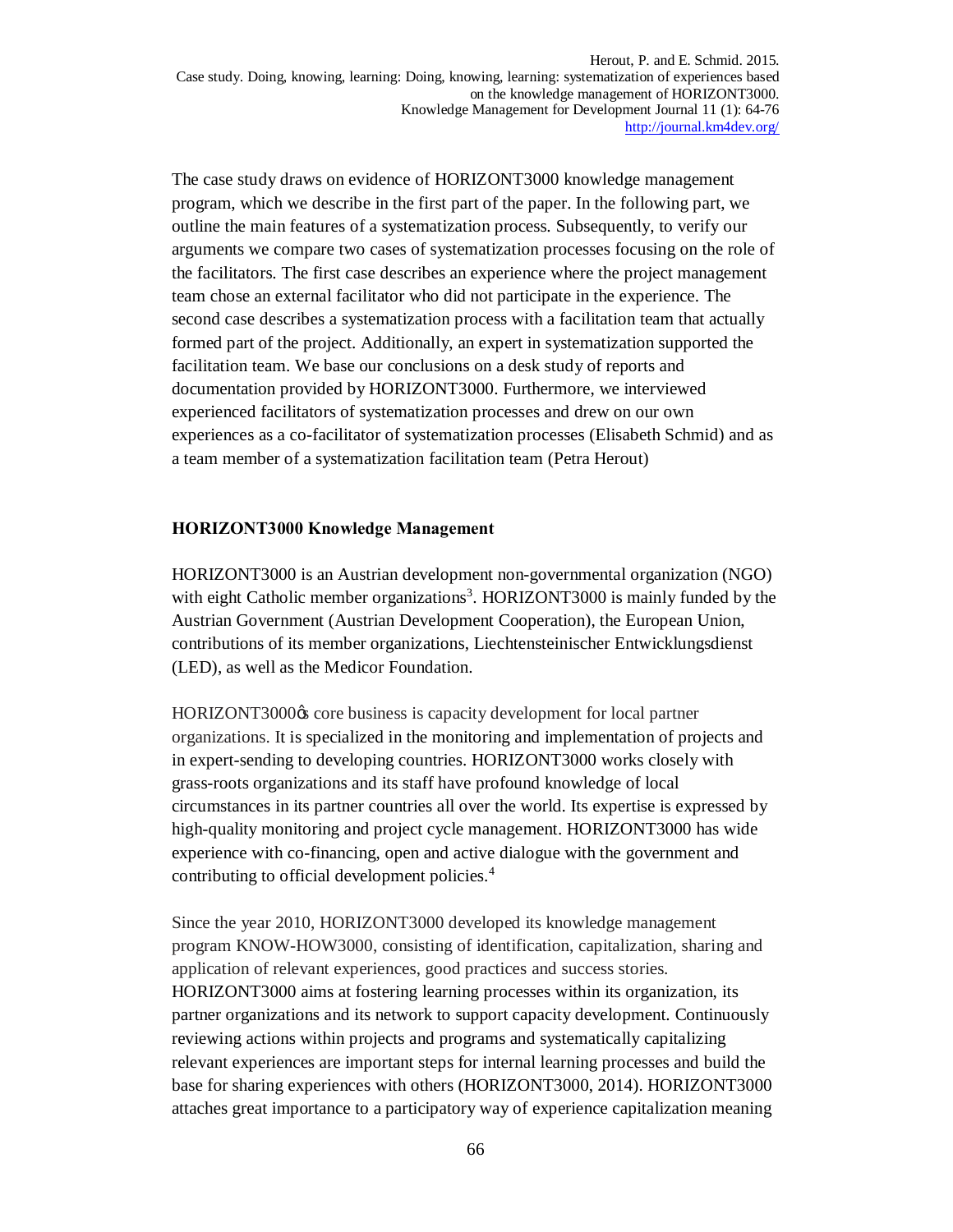The case study draws on evidence of HORIZONT3000 knowledge management program, which we describe in the first part of the paper. In the following part, we outline the main features of a systematization process. Subsequently, to verify our arguments we compare two cases of systematization processes focusing on the role of the facilitators. The first case describes an experience where the project management team chose an external facilitator who did not participate in the experience. The second case describes a systematization process with a facilitation team that actually formed part of the project. Additionally, an expert in systematization supported the facilitation team. We base our conclusions on a desk study of reports and documentation provided by HORIZONT3000. Furthermore, we interviewed experienced facilitators of systematization processes and drew on our own experiences as a co-facilitator of systematization processes (Elisabeth Schmid) and as a team member of a systematization facilitation team (Petra Herout)

**HORIZONT3000 Knowledge Management**

HORIZONT3000 is an Austrian development non-governmental organization (NGO) with eight Catholic member organizations[3]. HORIZONT3000 is mainly funded by the Austrian Government (Austrian Development Cooperation), the European Union, contributions of its member organizations, Liechtensteinischer Entwicklungsdienst (LED), as well as the Medicor Foundation.

HORIZONT3000's core business is capacity development for local partner organizations. It is specialized in the monitoring and implementation of projects and in expert-sending to developing countries. HORIZONT3000 works closely with grass-roots organizations and its staff have profound knowledge of local circumstances in its partner countries all over the world. Its expertise is expressed by high-quality monitoring and project cycle management. HORIZONT3000 has wide experience with co-financing, open and active dialogue with the government and contributing to official development policies.[4]

Since the year 2010, HORIZONT3000 developed its knowledge management program KNOW-HOW3000, consisting of identification, capitalization, sharing and application of relevant experiences, good practices and success stories. HORIZONT3000 aims at fostering learning processes within its organization, its partner organizations and its network to support capacity development. Continuously reviewing actions within projects and programs and systematically capitalizing relevant experiences are important steps for internal learning processes and build the base for sharing experiences with others (HORIZONT3000, 2014). HORIZONT3000 attaches great importance to a participatory way of experience capitalization meaning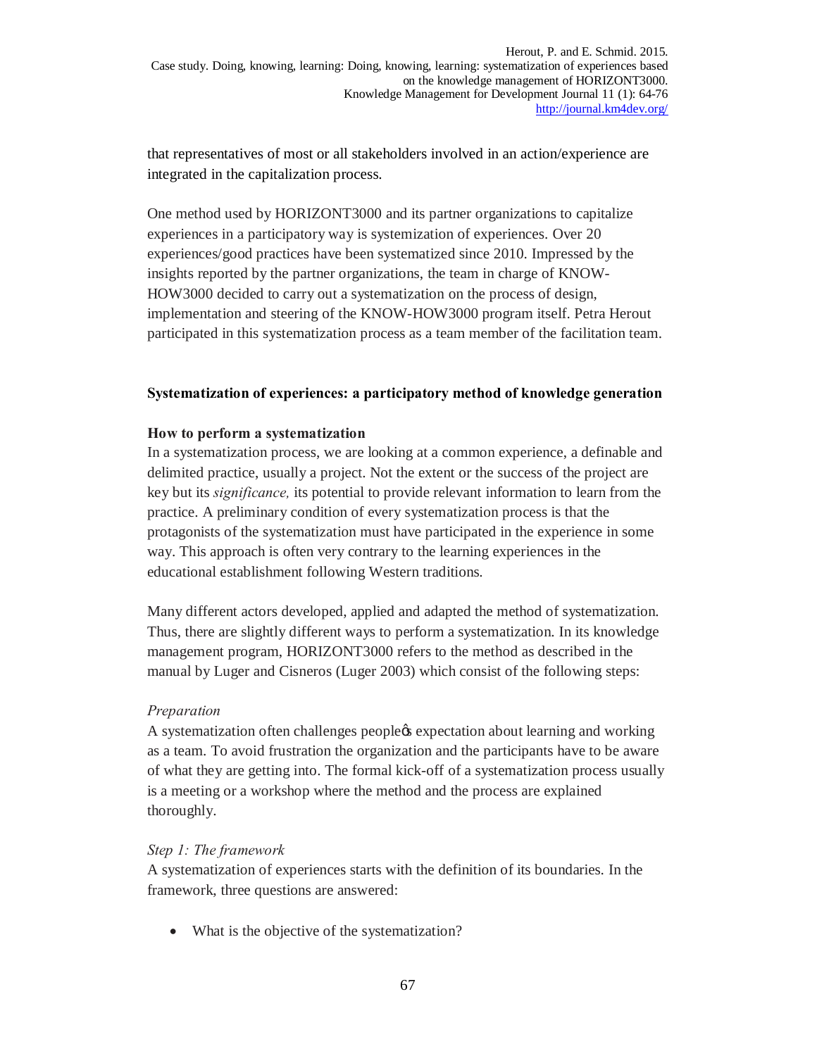that representatives of most or all stakeholders involved in an action/experience are integrated in the capitalization process.

One method used by HORIZONT3000 and its partner organizations to capitalize experiences in a participatory way is systemization of experiences. Over 20 experiences/good practices have been systematized since 2010. Impressed by the insights reported by the partner organizations, the team in charge of KNOW-HOW3000 decided to carry out a systematization on the process of design, implementation and steering of the KNOW-HOW3000 program itself. Petra Herout participated in this systematization process as a team member of the facilitation team.

## Systematization of experiences: a participatory method of knowledge generation

### How to perform a systematization

In a systematization process, we are looking at a common experience, a definable and delimited practice, usually a project. Not the extent or the success of the project are key but its *significance,* its potential to provide relevant information to learn from the practice. A preliminary condition of every systematization process is that the protagonists of the systematization must have participated in the experience in some way. This approach is often very contrary to the learning experiences in the educational establishment following Western traditions.

Many different actors developed, applied and adapted the method of systematization. Thus, there are slightly different ways to perform a systematization. In its knowledge management program, HORIZONT3000 refers to the method as described in the manual by Luger and Cisneros (Luger 2003) which consist of the following steps:

*Preparation*

A systematization often challenges people's expectation about learning and working as a team. To avoid frustration the organization and the participants have to be aware of what they are getting into. The formal kick-off of a systematization process usually is a meeting or a workshop where the method and the process are explained thoroughly.

*Step 1: The framework*

A systematization of experiences starts with the definition of its boundaries. In the framework, three questions are answered:

- What is the objective of the systematization?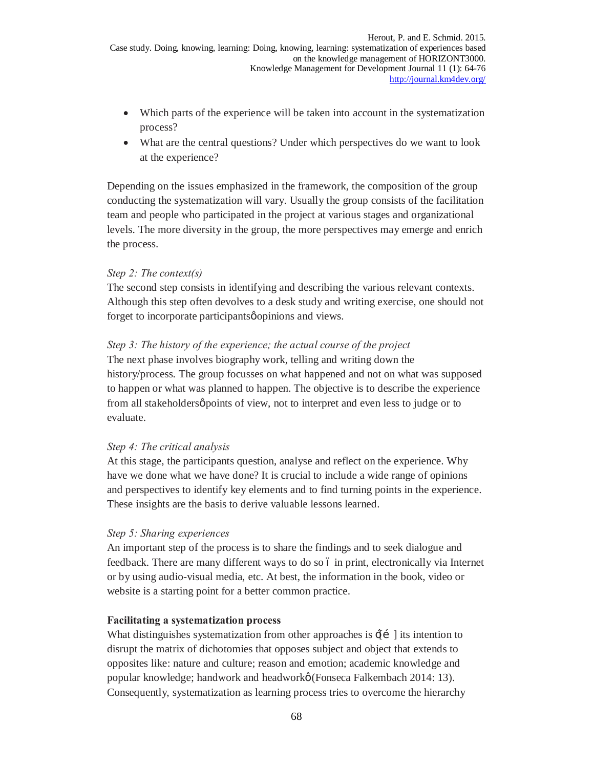- Which parts of the experience will be taken into account in the systematization process?
- What are the central questions? Under which perspectives do we want to look at the experience?

Depending on the issues emphasized in the framework, the composition of the group conducting the systematization will vary. Usually the group consists of the facilitation team and people who participated in the project at various stages and organizational levels. The more diversity in the group, the more perspectives may emerge and enrich the process.

*Step 2: The context(s)*

The second step consists in identifying and describing the various relevant contexts. Although this step often devolves to a desk study and writing exercise, one should not forget to incorporate participants' opinions and views.

*Step 3: The history of the experience; the actual course of the project*

The next phase involves biography work, telling and writing down the history/process. The group focusses on what happened and not on what was supposed to happen or what was planned to happen. The objective is to describe the experience from all stakeholders' points of view, not to interpret and even less to judge or to evaluate.

*Step 4: The critical analysis*

At this stage, the participants question, analyse and reflect on the experience. Why have we done what we have done? It is crucial to include a wide range of opinions and perspectives to identify key elements and to find turning points in the experience. These insights are the basis to derive valuable lessons learned.

*Step 5: Sharing experiences*

An important step of the process is to share the findings and to seek dialogue and feedback. There are many different ways to do so – in print, electronically via Internet or by using audio-visual media, etc. At best, the information in the book, video or website is a starting point for a better common practice.

**Facilitating a systematization process**

What distinguishes systematization from other approaches is '[…] its intention to disrupt the matrix of dichotomies that opposes subject and object that extends to opposites like: nature and culture; reason and emotion; academic knowledge and popular knowledge; handwork and headwork' (Fonseca Falkembach 2014: 13). Consequently, systematization as learning process tries to overcome the hierarchy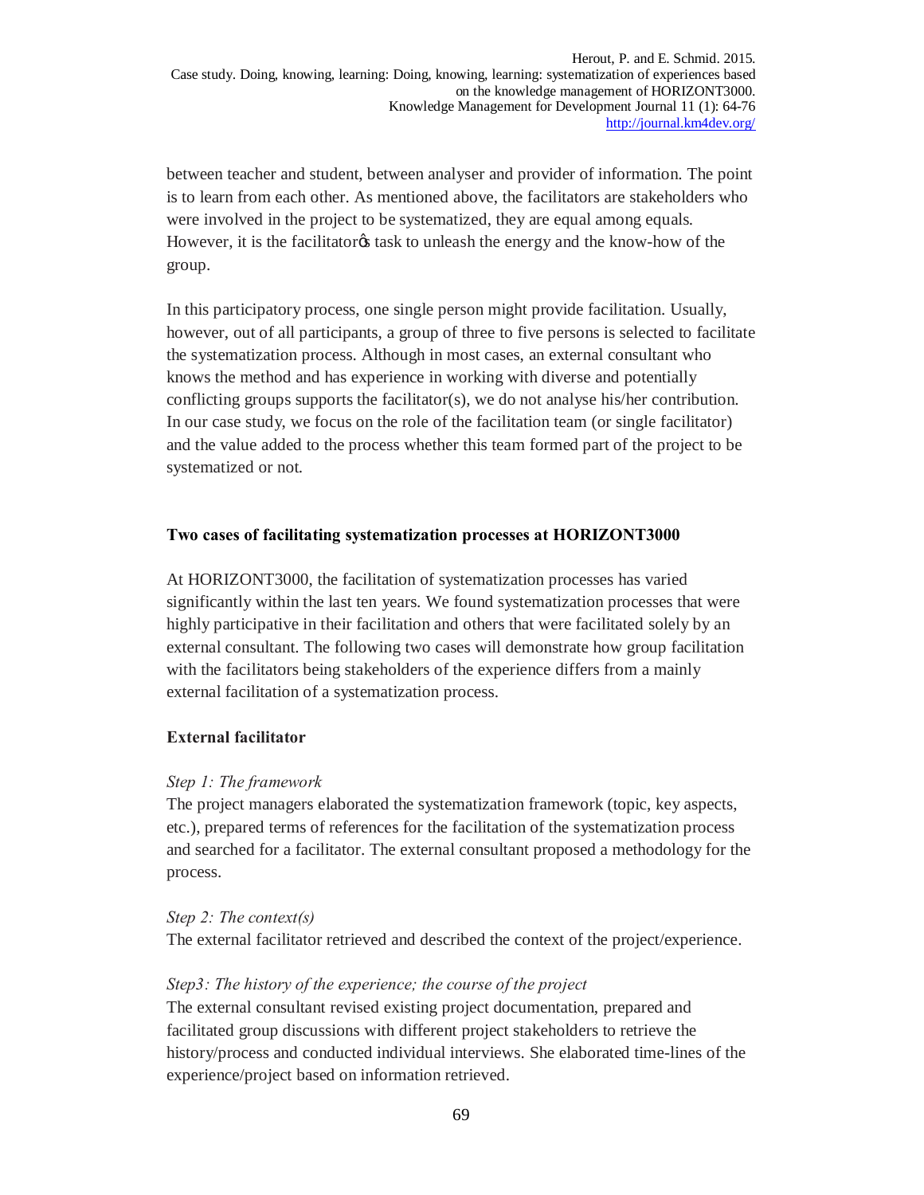between teacher and student, between analyser and provider of information. The point is to learn from each other. As mentioned above, the facilitators are stakeholders who were involved in the project to be systematized, they are equal among equals. However, it is the facilitatorǿs task to unleash the energy and the know-how of the group.

In this participatory process, one single person might provide facilitation. Usually, however, out of all participants, a group of three to five persons is selected to facilitate the systematization process. Although in most cases, an external consultant who knows the method and has experience in working with diverse and potentially conflicting groups supports the facilitator(s), we do not analyse his/her contribution. In our case study, we focus on the role of the facilitation team (or single facilitator) and the value added to the process whether this team formed part of the project to be systematized or not.

## Two cases of facilitating systematization processes at HORIZONT3000

At HORIZONT3000, the facilitation of systematization processes has varied significantly within the last ten years. We found systematization processes that were highly participative in their facilitation and others that were facilitated solely by an external consultant. The following two cases will demonstrate how group facilitation with the facilitators being stakeholders of the experience differs from a mainly external facilitation of a systematization process.

### External facilitator

*Step 1: The framework*
The project managers elaborated the systematization framework (topic, key aspects, etc.), prepared terms of references for the facilitation of the systematization process and searched for a facilitator. The external consultant proposed a methodology for the process.

*Step 2: The context(s)*
The external facilitator retrieved and described the context of the project/experience.

*Step3: The history of the experience; the course of the project*
The external consultant revised existing project documentation, prepared and facilitated group discussions with different project stakeholders to retrieve the history/process and conducted individual interviews. She elaborated time-lines of the experience/project based on information retrieved.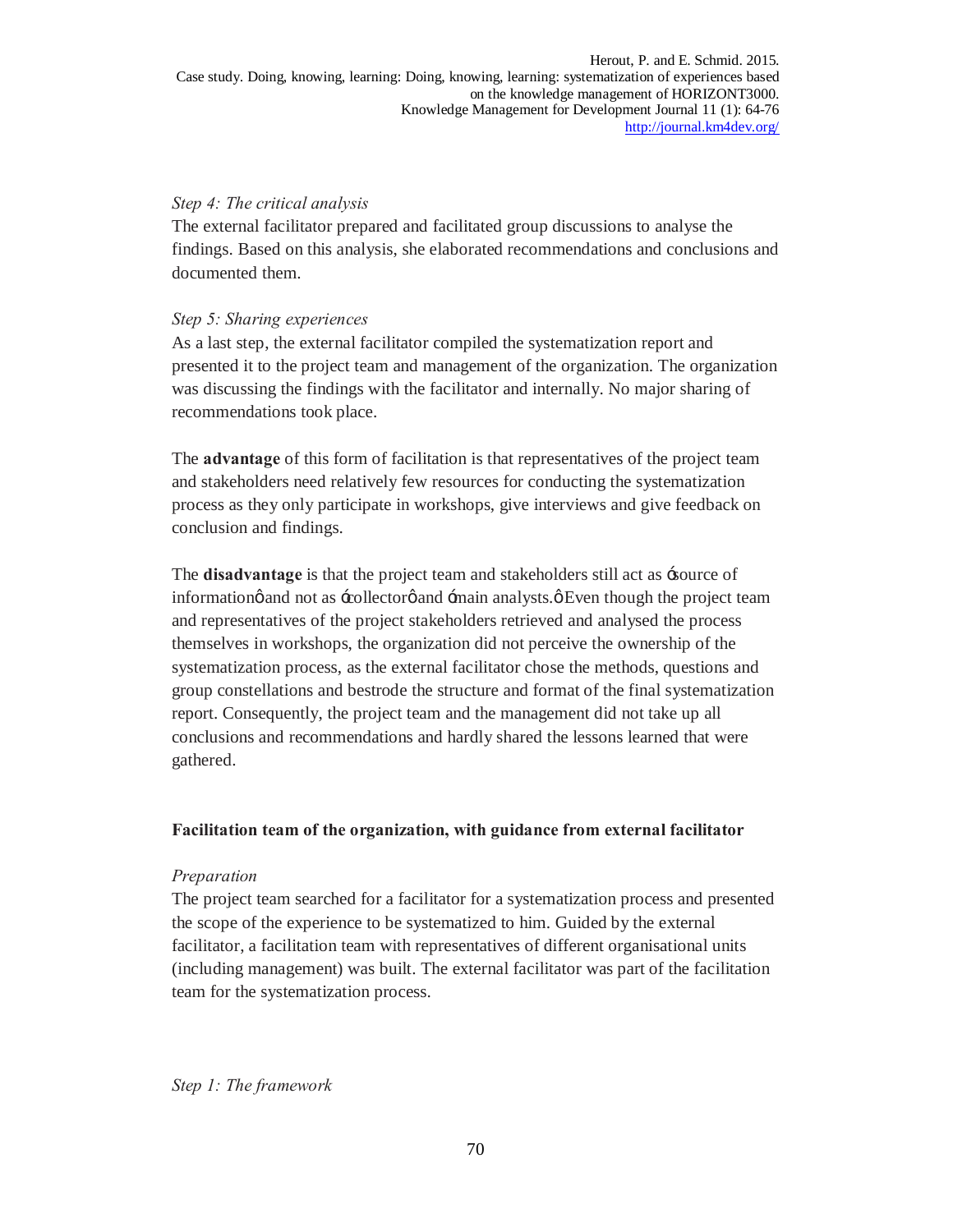*Step 4: The critical analysis*

The external facilitator prepared and facilitated group discussions to analyse the findings. Based on this analysis, she elaborated recommendations and conclusions and documented them.

*Step 5: Sharing experiences*

As a last step, the external facilitator compiled the systematization report and presented it to the project team and management of the organization. The organization was discussing the findings with the facilitator and internally. No major sharing of recommendations took place.

The **advantage** of this form of facilitation is that representatives of the project team and stakeholders need relatively few resources for conducting the systematization process as they only participate in workshops, give interviews and give feedback on conclusion and findings.

The **disadvantage** is that the project team and stakeholders still act as 'source of information' and not as 'collector' and 'main analysts.' Even though the project team and representatives of the project stakeholders retrieved and analysed the process themselves in workshops, the organization did not perceive the ownership of the systematization process, as the external facilitator chose the methods, questions and group constellations and bestrode the structure and format of the final systematization report. Consequently, the project team and the management did not take up all conclusions and recommendations and hardly shared the lessons learned that were gathered.

**Facilitation team of the organization, with guidance from external facilitator**

*Preparation*

The project team searched for a facilitator for a systematization process and presented the scope of the experience to be systematized to him. Guided by the external facilitator, a facilitation team with representatives of different organisational units (including management) was built. The external facilitator was part of the facilitation team for the systematization process.

*Step 1: The framework*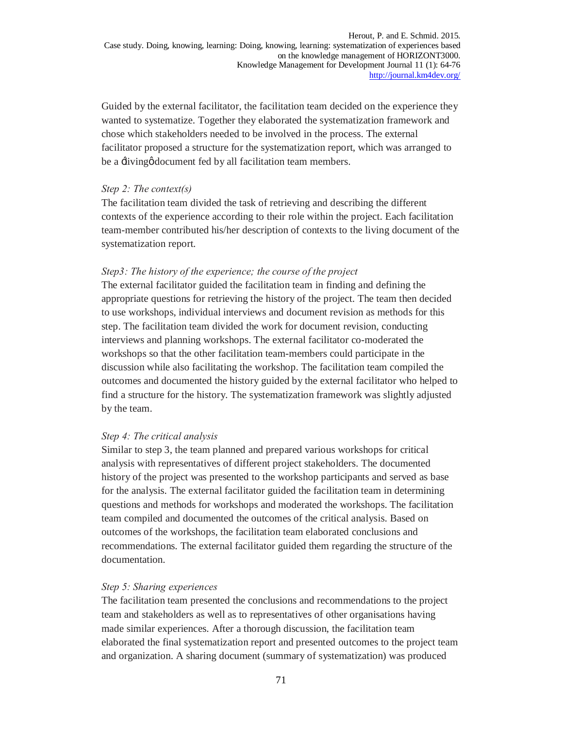Guided by the external facilitator, the facilitation team decided on the experience they wanted to systematize. Together they elaborated the systematization framework and chose which stakeholders needed to be involved in the process. The external facilitator proposed a structure for the systematization report, which was arranged to be a 'living' document fed by all facilitation team members.

*Step 2: The context(s)*

The facilitation team divided the task of retrieving and describing the different contexts of the experience according to their role within the project. Each facilitation team-member contributed his/her description of contexts to the living document of the systematization report.

*Step3: The history of the experience; the course of the project*

The external facilitator guided the facilitation team in finding and defining the appropriate questions for retrieving the history of the project. The team then decided to use workshops, individual interviews and document revision as methods for this step. The facilitation team divided the work for document revision, conducting interviews and planning workshops. The external facilitator co-moderated the workshops so that the other facilitation team-members could participate in the discussion while also facilitating the workshop. The facilitation team compiled the outcomes and documented the history guided by the external facilitator who helped to find a structure for the history. The systematization framework was slightly adjusted by the team.

*Step 4: The critical analysis*

Similar to step 3, the team planned and prepared various workshops for critical analysis with representatives of different project stakeholders. The documented history of the project was presented to the workshop participants and served as base for the analysis. The external facilitator guided the facilitation team in determining questions and methods for workshops and moderated the workshops. The facilitation team compiled and documented the outcomes of the critical analysis. Based on outcomes of the workshops, the facilitation team elaborated conclusions and recommendations. The external facilitator guided them regarding the structure of the documentation.

*Step 5: Sharing experiences*

The facilitation team presented the conclusions and recommendations to the project team and stakeholders as well as to representatives of other organisations having made similar experiences. After a thorough discussion, the facilitation team elaborated the final systematization report and presented outcomes to the project team and organization. A sharing document (summary of systematization) was produced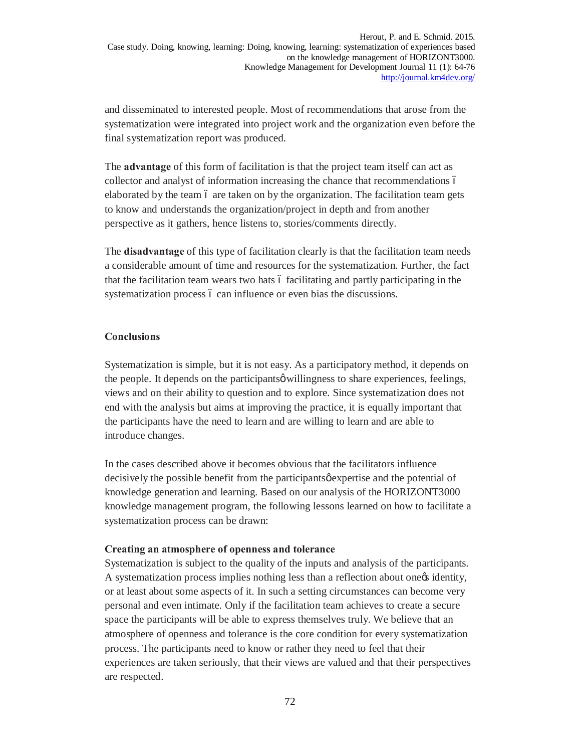and disseminated to interested people. Most of recommendations that arose from the systematization were integrated into project work and the organization even before the final systematization report was produced.

The **advantage** of this form of facilitation is that the project team itself can act as collector and analyst of information increasing the chance that recommendations – elaborated by the team – are taken on by the organization. The facilitation team gets to know and understands the organization/project in depth and from another perspective as it gathers, hence listens to, stories/comments directly.

The **disadvantage** of this type of facilitation clearly is that the facilitation team needs a considerable amount of time and resources for the systematization. Further, the fact that the facilitation team wears two hats – facilitating and partly participating in the systematization process – can influence or even bias the discussions.

## Conclusions

Systematization is simple, but it is not easy. As a participatory method, it depends on the people. It depends on the participants' willingness to share experiences, feelings, views and on their ability to question and to explore. Since systematization does not end with the analysis but aims at improving the practice, it is equally important that the participants have the need to learn and are willing to learn and are able to introduce changes.

In the cases described above it becomes obvious that the facilitators influence decisively the possible benefit from the participants' expertise and the potential of knowledge generation and learning. Based on our analysis of the HORIZONT3000 knowledge management program, the following lessons learned on how to facilitate a systematization process can be drawn:

### Creating an atmosphere of openness and tolerance

Systematization is subject to the quality of the inputs and analysis of the participants. A systematization process implies nothing less than a reflection about one's identity, or at least about some aspects of it. In such a setting circumstances can become very personal and even intimate. Only if the facilitation team achieves to create a secure space the participants will be able to express themselves truly. We believe that an atmosphere of openness and tolerance is the core condition for every systematization process. The participants need to know or rather they need to feel that their experiences are taken seriously, that their views are valued and that their perspectives are respected.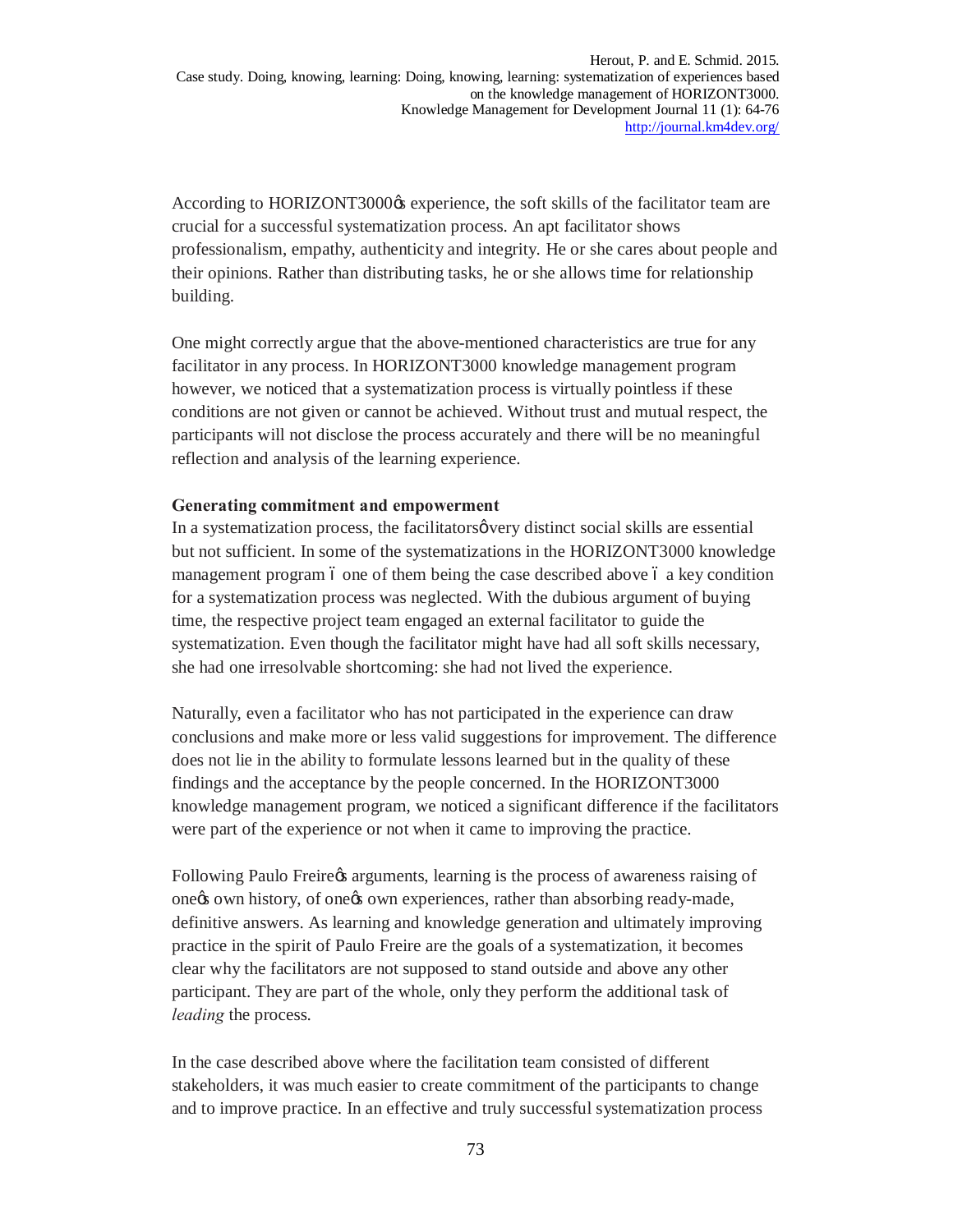According to HORIZONT3000's experience, the soft skills of the facilitator team are crucial for a successful systematization process. An apt facilitator shows professionalism, empathy, authenticity and integrity. He or she cares about people and their opinions. Rather than distributing tasks, he or she allows time for relationship building.

One might correctly argue that the above-mentioned characteristics are true for any facilitator in any process. In HORIZONT3000 knowledge management program however, we noticed that a systematization process is virtually pointless if these conditions are not given or cannot be achieved. Without trust and mutual respect, the participants will not disclose the process accurately and there will be no meaningful reflection and analysis of the learning experience.

**Generating commitment and empowerment**

In a systematization process, the facilitators' very distinct social skills are essential but not sufficient. In some of the systematizations in the HORIZONT3000 knowledge management program – one of them being the case described above – a key condition for a systematization process was neglected. With the dubious argument of buying time, the respective project team engaged an external facilitator to guide the systematization. Even though the facilitator might have had all soft skills necessary, she had one irresolvable shortcoming: she had not lived the experience.

Naturally, even a facilitator who has not participated in the experience can draw conclusions and make more or less valid suggestions for improvement. The difference does not lie in the ability to formulate lessons learned but in the quality of these findings and the acceptance by the people concerned. In the HORIZONT3000 knowledge management program, we noticed a significant difference if the facilitators were part of the experience or not when it came to improving the practice.

Following Paulo Freire's arguments, learning is the process of awareness raising of one's own history, of one's own experiences, rather than absorbing ready-made, definitive answers. As learning and knowledge generation and ultimately improving practice in the spirit of Paulo Freire are the goals of a systematization, it becomes clear why the facilitators are not supposed to stand outside and above any other participant. They are part of the whole, only they perform the additional task of *leading* the process.

In the case described above where the facilitation team consisted of different stakeholders, it was much easier to create commitment of the participants to change and to improve practice. In an effective and truly successful systematization process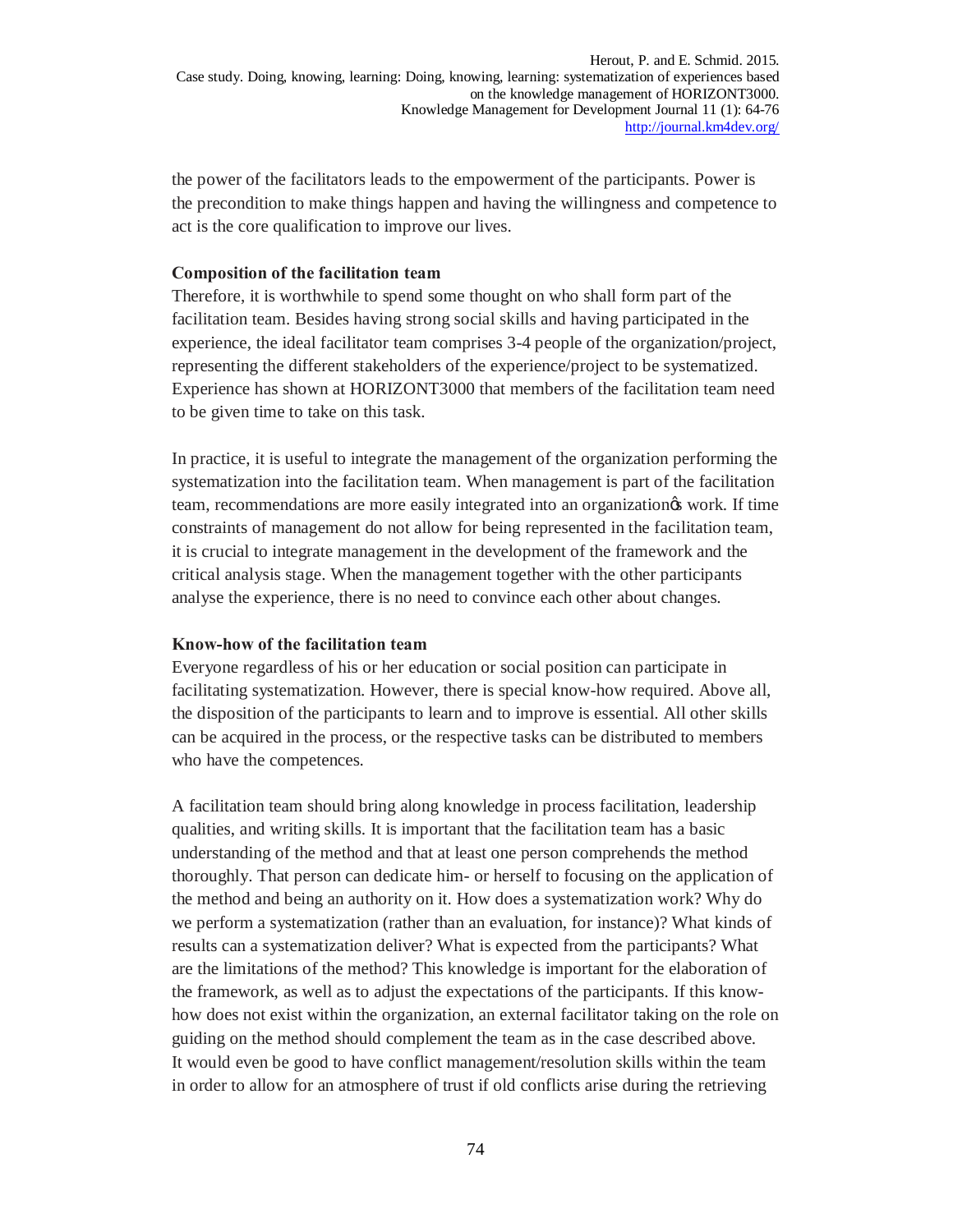the power of the facilitators leads to the empowerment of the participants. Power is the precondition to make things happen and having the willingness and competence to act is the core qualification to improve our lives.

**Composition of the facilitation team**

Therefore, it is worthwhile to spend some thought on who shall form part of the facilitation team. Besides having strong social skills and having participated in the experience, the ideal facilitator team comprises 3-4 people of the organization/project, representing the different stakeholders of the experience/project to be systematized. Experience has shown at HORIZONT3000 that members of the facilitation team need to be given time to take on this task.

In practice, it is useful to integrate the management of the organization performing the systematization into the facilitation team. When management is part of the facilitation team, recommendations are more easily integrated into an organization's work. If time constraints of management do not allow for being represented in the facilitation team, it is crucial to integrate management in the development of the framework and the critical analysis stage. When the management together with the other participants analyse the experience, there is no need to convince each other about changes.

**Know-how of the facilitation team**

Everyone regardless of his or her education or social position can participate in facilitating systematization. However, there is special know-how required. Above all, the disposition of the participants to learn and to improve is essential. All other skills can be acquired in the process, or the respective tasks can be distributed to members who have the competences.

A facilitation team should bring along knowledge in process facilitation, leadership qualities, and writing skills. It is important that the facilitation team has a basic understanding of the method and that at least one person comprehends the method thoroughly. That person can dedicate him- or herself to focusing on the application of the method and being an authority on it. How does a systematization work? Why do we perform a systematization (rather than an evaluation, for instance)? What kinds of results can a systematization deliver? What is expected from the participants? What are the limitations of the method? This knowledge is important for the elaboration of the framework, as well as to adjust the expectations of the participants. If this know-how does not exist within the organization, an external facilitator taking on the role on guiding on the method should complement the team as in the case described above. It would even be good to have conflict management/resolution skills within the team in order to allow for an atmosphere of trust if old conflicts arise during the retrieving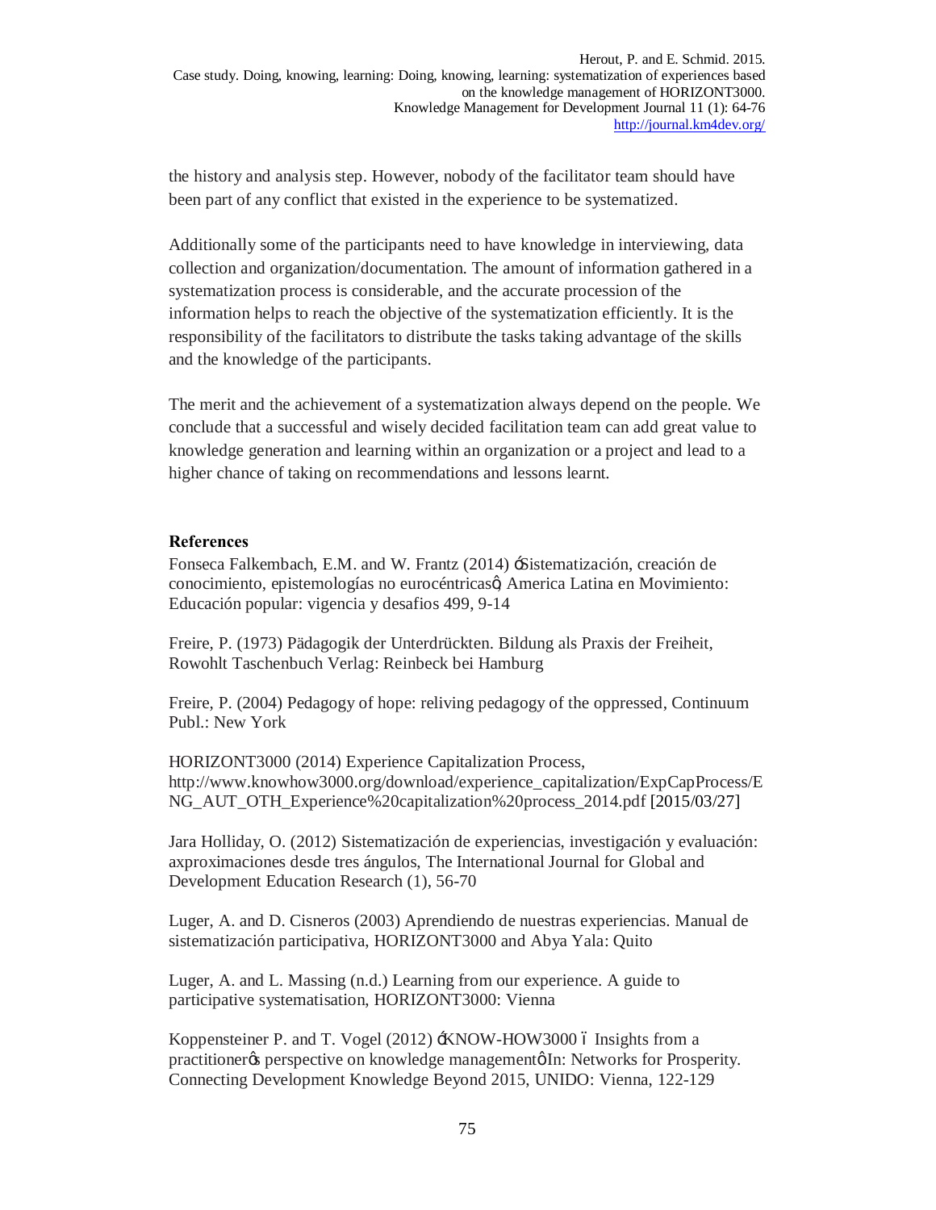the history and analysis step. However, nobody of the facilitator team should have been part of any conflict that existed in the experience to be systematized.

Additionally some of the participants need to have knowledge in interviewing, data collection and organization/documentation. The amount of information gathered in a systematization process is considerable, and the accurate procession of the information helps to reach the objective of the systematization efficiently. It is the responsibility of the facilitators to distribute the tasks taking advantage of the skills and the knowledge of the participants.

The merit and the achievement of a systematization always depend on the people. We conclude that a successful and wisely decided facilitation team can add great value to knowledge generation and learning within an organization or a project and lead to a higher chance of taking on recommendations and lessons learnt.

**References**

Fonseca Falkembach, E.M. and W. Frantz (2014) 'Sistematización, creación de conocimiento, epistemologías no eurocéntricas', America Latina en Movimiento: Educación popular: vigencia y desafios 499, 9-14

Freire, P. (1973) Pädagogik der Unterdrückten. Bildung als Praxis der Freiheit, Rowohlt Taschenbuch Verlag: Reinbeck bei Hamburg

Freire, P. (2004) Pedagogy of hope: reliving pedagogy of the oppressed, Continuum Publ.: New York

HORIZONT3000 (2014) Experience Capitalization Process, http://www.knowhow3000.org/download/experience_capitalization/ExpCapProcess/ENG_AUT_OTH_Experience%20capitalization%20process_2014.pdf [2015/03/27]

Jara Holliday, O. (2012) Sistematización de experiencias, investigación y evaluación: axproximaciones desde tres ángulos, The International Journal for Global and Development Education Research (1), 56-70

Luger, A. and D. Cisneros (2003) Aprendiendo de nuestras experiencias. Manual de sistematización participativa, HORIZONT3000 and Abya Yala: Quito

Luger, A. and L. Massing (n.d.) Learning from our experience. A guide to participative systematisation, HORIZONT3000: Vienna

Koppensteiner P. and T. Vogel (2012) 'KNOW-HOW3000 – Insights from a practitioner's perspective on knowledge management' In: Networks for Prosperity. Connecting Development Knowledge Beyond 2015, UNIDO: Vienna, 122-129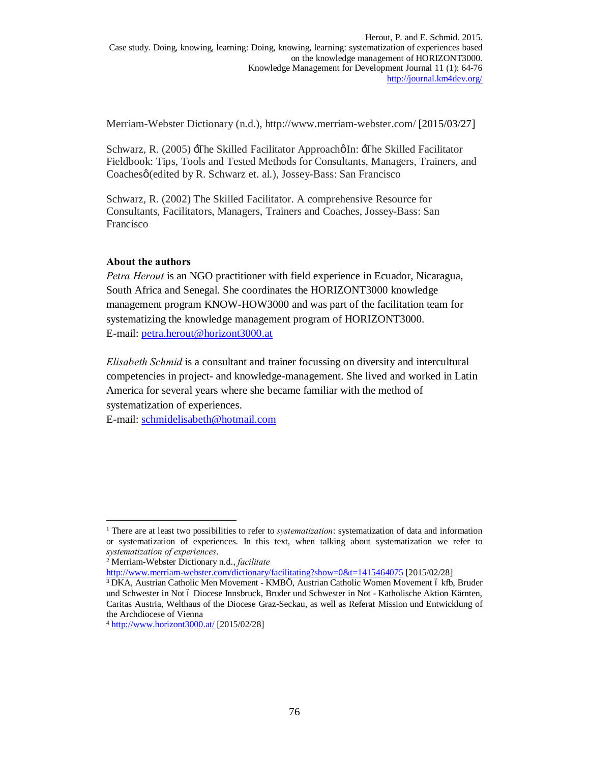Merriam-Webster Dictionary (n.d.), http://www.merriam-webster.com/ [2015/03/27]

Schwarz, R. (2005) 'The Skilled Facilitator Approach' In: 'The Skilled Facilitator Fieldbook: Tips, Tools and Tested Methods for Consultants, Managers, Trainers, and Coaches' (edited by R. Schwarz et. al.), Jossey-Bass: San Francisco

Schwarz, R. (2002) The Skilled Facilitator. A comprehensive Resource for Consultants, Facilitators, Managers, Trainers and Coaches, Jossey-Bass: San Francisco

**About the authors**

*Petra Herout* is an NGO practitioner with field experience in Ecuador, Nicaragua, South Africa and Senegal. She coordinates the HORIZONT3000 knowledge management program KNOW-HOW3000 and was part of the facilitation team for systematizing the knowledge management program of HORIZONT3000.
E-mail: petra.herout@horizont3000.at

*Elisabeth Schmid* is a consultant and trainer focussing on diversity and intercultural competencies in project- and knowledge-management. She lived and worked in Latin America for several years where she became familiar with the method of systematization of experiences.
E-mail: schmidelisabeth@hotmail.com

---

[1] There are at least two possibilities to refer to *systematization*: systematization of data and information or systematization of experiences. In this text, when talking about systematization we refer to *systematization of experiences*.

[2] Merriam-Webster Dictionary n.d., *facilitate* http://www.merriam-webster.com/dictionary/facilitating?show=0&t=1415464075 [2015/02/28]

[3] DKA, Austrian Catholic Men Movement - KMBÖ, Austrian Catholic Women Movement – kfb, Bruder und Schwester in Not – Diocese Innsbruck, Bruder und Schwester in Not - Katholische Aktion Kärnten, Caritas Austria, Welthaus of the Diocese Graz-Seckau, as well as Referat Mission und Entwicklung of the Archdiocese of Vienna

[4] http://www.horizont3000.at/ [2015/02/28]